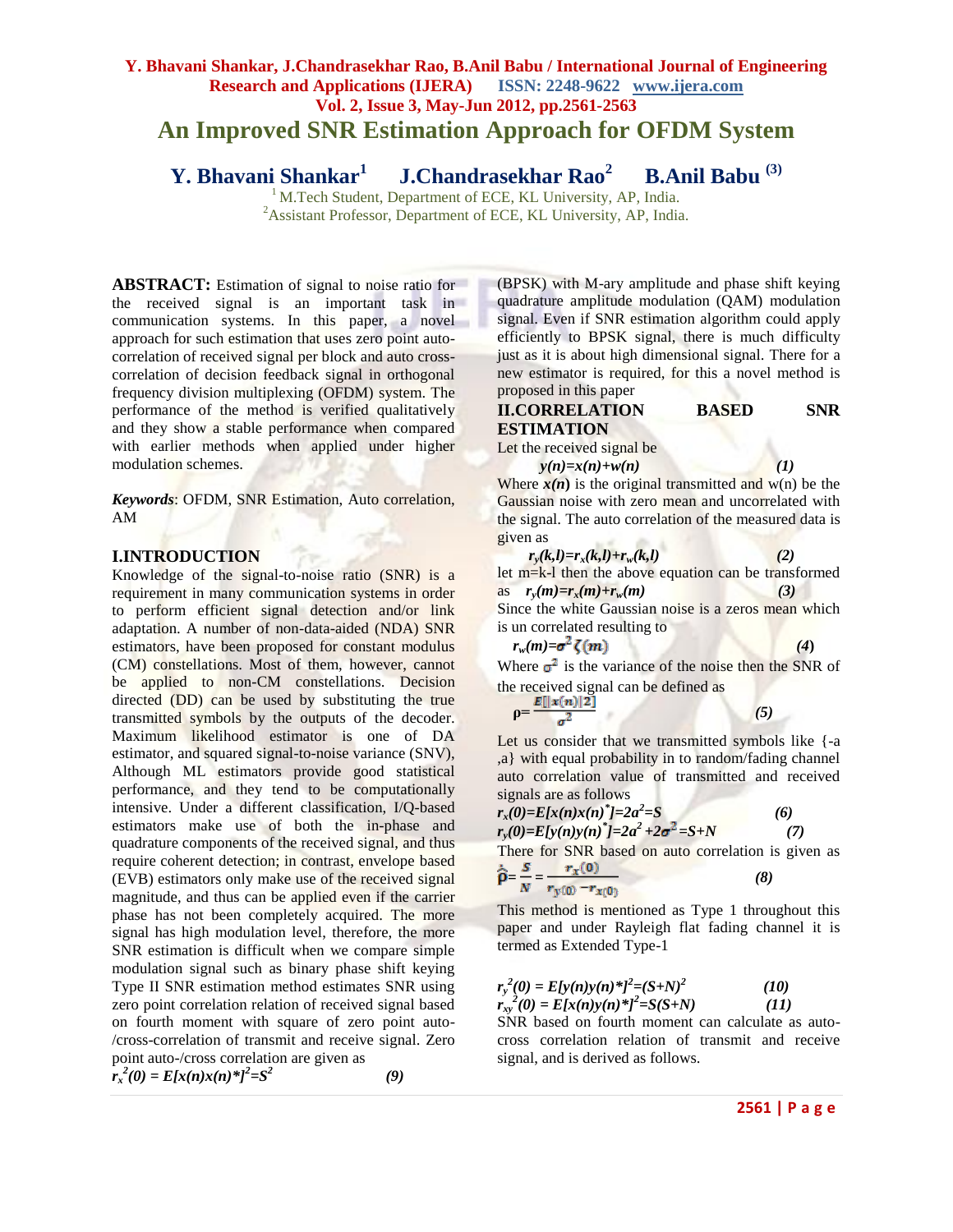# An Improved SNR Estimation Approach for OFDM System

**Y. Bhavani Shankar[1] J.Chandrasekhar Rao[2] B.Anil Babu [(3)]**

[1] M.Tech Student, Department of ECE, KL University, AP, India.
[2]Assistant Professor, Department of ECE, KL University, AP, India.

**ABSTRACT:** Estimation of signal to noise ratio for the received signal is an important task in communication systems. In this paper, a novel approach for such estimation that uses zero point auto-correlation of received signal per block and auto cross-correlation of decision feedback signal in orthogonal frequency division multiplexing (OFDM) system. The performance of the method is verified qualitatively and they show a stable performance when compared with earlier methods when applied under higher modulation schemes.

***Keywords***: OFDM, SNR Estimation, Auto correlation, AM

## I.INTRODUCTION

Knowledge of the signal-to-noise ratio (SNR) is a requirement in many communication systems in order to perform efficient signal detection and/or link adaptation. A number of non-data-aided (NDA) SNR estimators, have been proposed for constant modulus (CM) constellations. Most of them, however, cannot be applied to non-CM constellations. Decision directed (DD) can be used by substituting the true transmitted symbols by the outputs of the decoder. Maximum likelihood estimator is one of DA estimator, and squared signal-to-noise variance (SNV), Although ML estimators provide good statistical performance, and they tend to computationally intensive. Under a different classification, I/Q-based estimators make use of both the in-phase and quadrature components of the received signal, and thus require coherent detection; in contrast, envelope based (EVB) estimators only make use of the received signal magnitude, and thus can be applied even if the carrier phase has not been completely acquired. The more signal has high modulation level, therefore, the more SNR estimation is difficult when we compare simple modulation signal such as binary phase shift keying (BPSK) with M-ary amplitude and phase shift keying quadrature amplitude modulation (QAM) modulation signal. Even if SNR estimation algorithm could apply efficiently to BPSK signal, there is much difficulty just as it is about high dimensional signal. There for a new estimator is required, for this a novel method is proposed in this paper

## II.CORRELATION BASED SNR ESTIMATION

Let the received signal be

$$y(n)=x(n)+w(n) \quad (1)$$

Where $x(n)$ is the original transmitted and w(n) be the Gaussian noise with zero mean and uncorrelated with the signal. The auto correlation of the measured data is given as

$$r_y(k,l)=r_x(k,l)+r_w(k,l) \quad (2)$$

let m=k-l then the above equation can be transformed as $r_y(m)=r_x(m)+r_w(m)$ (3)

Since the white Gaussian noise is a zeros mean which is un correlated resulting to

$$r_w(m)=\sigma^2\zeta(m) \quad (4)$$

Where $\sigma^2$ is the variance of the noise then the SNR of the received signal can be defined as

$$\rho=\frac{E[|x(n)|2]}{\sigma^2} \quad (5)$$

Let us consider that we transmitted symbols like {-a ,a} with equal probability in to random/fading channel auto correlation value of transmitted and received signals are as follows

$$r_x(0)=E[x(n)x(n)^*]=2a^2=S \quad (6)$$

$$r_y(0)=E[y(n)y(n)^*]=2a^2+2\sigma^2=S+N \quad (7)$$

There for SNR based on auto correlation is given as

$$\hat{\rho}=\frac{S}{N}=\frac{r_x(0)}{r_{y(0)}-r_{x(0)}} \quad (8)$$

This method is mentioned as Type 1 throughout this paper and under Rayleigh flat fading channel it is termed as Extended Type-1

Type II SNR estimation method estimates SNR using zero point correlation relation of received signal based on fourth moment with square of zero point auto-/cross-correlation of transmit and receive signal. Zero point auto-/cross correlation are given as

$$r_x^2(0) = E[x(n)x(n)^*]^2=S^2 \quad (9)$$

$$r_y^2(0) = E[y(n)y(n)^*]^2=(S+N)^2 \quad (10)$$

$$r_{xy}^2(0) = E[x(n)y(n)^*]^2=S(S+N) \quad (11)$$

SNR based on fourth moment can calculate as auto-cross correlation relation of transmit and receive signal, and is derived as follows.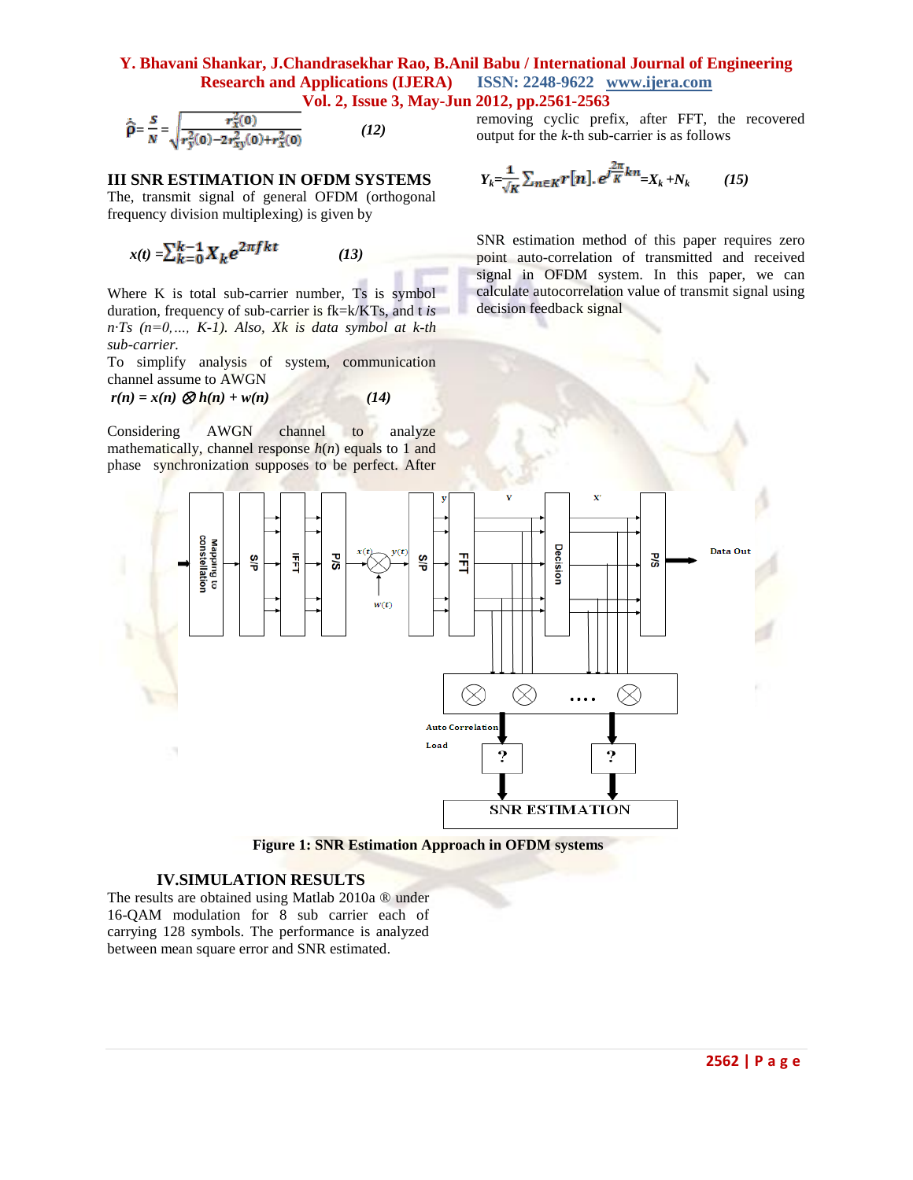$$\hat{\rho} = \frac{S}{N} = \sqrt{\frac{r_x^2(0)}{r_y^2(0) - 2r_{xy}^2(0) + r_x^2(0)}} \qquad (12)$$

## III SNR ESTIMATION IN OFDM SYSTEMS

The, transmit signal of general OFDM (orthogonal frequency division multiplexing) is given by

$$x(t) = \sum_{k=0}^{k-1} X_k e^{2\pi f k t} \qquad (13)$$

Where K is total sub-carrier number, Ts is symbol duration, frequency of sub-carrier is fk=k/KTs, and *t is n·Ts (n=0,…, K-1). Also, Xk is data symbol at k-th sub-carrier.*

To simplify analysis of system, communication channel assume to AWGN

$$r(n) = x(n) \otimes h(n) + w(n) \qquad (14)$$

Considering AWGN channel to analyze mathematically, channel response $h(n)$ equals to 1 and phase synchronization supposes to be perfect. After removing cyclic prefix, after FFT, the recovered output for the $k$-th sub-carrier is as follows

$$Y_k = \frac{1}{\sqrt{K}} \sum_{n \in K} r[n] . e^{j\frac{2\pi}{K}kn} = X_k + N_k \qquad (15)$$

SNR estimation method of this paper requires zero point auto-correlation of transmitted and received signal in OFDM system. In this paper, we can calculate autocorrelation value of transmit signal using decision feedback signal

Figure 1: SNR Estimation Approach in OFDM systems

## IV.SIMULATION RESULTS

The results are obtained using Matlab 2010a ® under 16-QAM modulation for 8 sub carrier each of carrying 128 symbols. The performance is analyzed between mean square error and SNR estimated.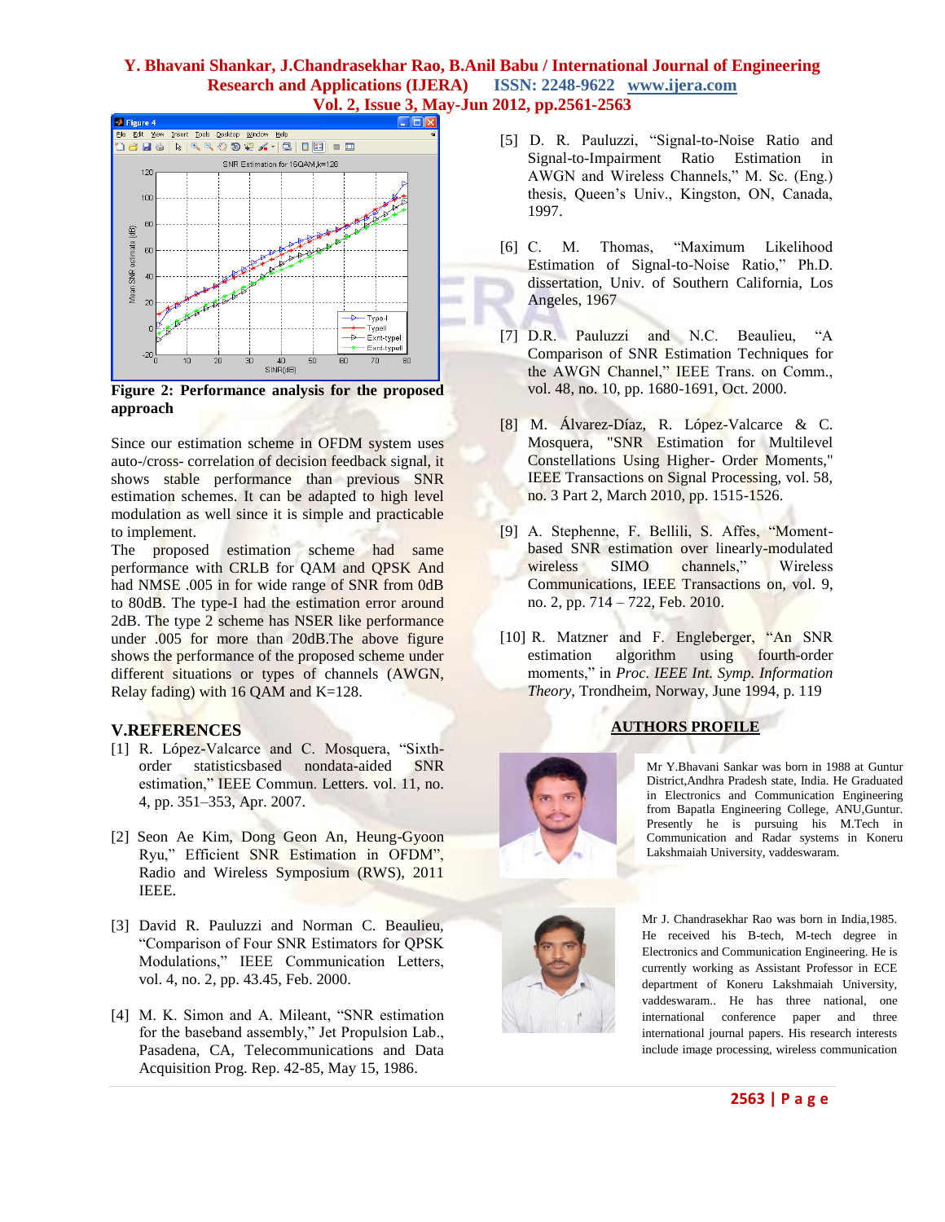SNR Estimation for 16QAM,k=128

Mean SNR estimate (dB)

120
100
80
60
40
20
0
-20

0 10 20 30 40 50 60 70 80

SINR(dB)

Type-I
TypeII
Exnt-typeI
Exnt-typeII

**Figure 2: Performance analysis for the proposed approach**

Since our estimation scheme in OFDM system uses auto-/cross- correlation of decision feedback signal, it shows stable performance than previous SNR estimation schemes. It can be adapted to high level modulation as well since it is simple and practicable to implement.

The proposed estimation scheme had same performance with CRLB for QAM and QPSK And had NMSE .005 in for wide range of SNR from 0dB to 80dB. The type-I had the estimation error around 2dB. The type 2 scheme has NSER like performance under .005 for more than 20dB.The above figure shows the performance of the proposed scheme under different situations or types of channels (AWGN, Relay fading) with 16 QAM and K=128.

## V.REFERENCES

[1] R. López-Valcarce and C. Mosquera, "Sixth-order statisticsbased nondata-aided SNR estimation," IEEE Commun. Letters. vol. 11, no. 4, pp. 351–353, Apr. 2007.

[2] Seon Ae Kim, Dong Geon An, Heung-Gyoon Ryu," Efficient SNR Estimation in OFDM", Radio and Wireless Symposium (RWS), 2011 IEEE.

[3] David R. Pauluzzi and Norman C. Beaulieu, "Comparison of Four SNR Estimators for QPSK Modulations," IEEE Communication Letters, vol. 4, no. 2, pp. 43.45, Feb. 2000.

[4] M. K. Simon and A. Mileant, "SNR estimation for the baseband assembly," Jet Propulsion Lab., Pasadena, CA, Telecommunications and Data Acquisition Prog. Rep. 42-85, May 15, 1986.

[5] D. R. Pauluzzi, "Signal-to-Noise Ratio and Signal-to-Impairment Ratio Estimation in AWGN and Wireless Channels," M. Sc. (Eng.) thesis, Queen's Univ., Kingston, ON, Canada, 1997.

[6] C. M. Thomas, "Maximum Likelihood Estimation of Signal-to-Noise Ratio," Ph.D. dissertation, Univ. of Southern California, Los Angeles, 1967

[7] D.R. Pauluzzi and N.C. Beaulieu, "A Comparison of SNR Estimation Techniques for the AWGN Channel," IEEE Trans. on Comm., vol. 48, no. 10, pp. 1680-1691, Oct. 2000.

[8] M. Álvarez-Díaz, R. López-Valcarce & C. Mosquera, "SNR Estimation for Multilevel Constellations Using Higher- Order Moments," IEEE Transactions on Signal Processing, vol. 58, no. 3 Part 2, March 2010, pp. 1515-1526.

[9] A. Stephenne, F. Bellili, S. Affes, "Moment-based SNR estimation over linearly-modulated wireless SIMO channels," Wireless Communications, IEEE Transactions on, vol. 9, no. 2, pp. 714 – 722, Feb. 2010.

[10] R. Matzner and F. Engleberger, "An SNR estimation algorithm using fourth-order moments," in *Proc. IEEE Int. Symp. Information Theory*, Trondheim, Norway, June 1994, p. 119

## AUTHORS PROFILE

Mr Y.Bhavani Sankar was born in 1988 at Guntur District,Andhra Pradesh state, India. He Graduated in Electronics and Communication Engineering from Bapatla Engineering College, ANU,Guntur. Presently he is pursuing his M.Tech in Communication and Radar systems in Koneru Lakshmaiah University, vaddeswaram.

Mr J. Chandrasekhar Rao was born in India,1985. He received his B-tech, M-tech degree in Electronics and Communication Engineering. He is currently working as Assistant Professor in ECE department of Koneru Lakshmaiah University, vaddeswaram.. He has three national, one international conference paper and three international journal papers. His research interests include image processing, wireless communication